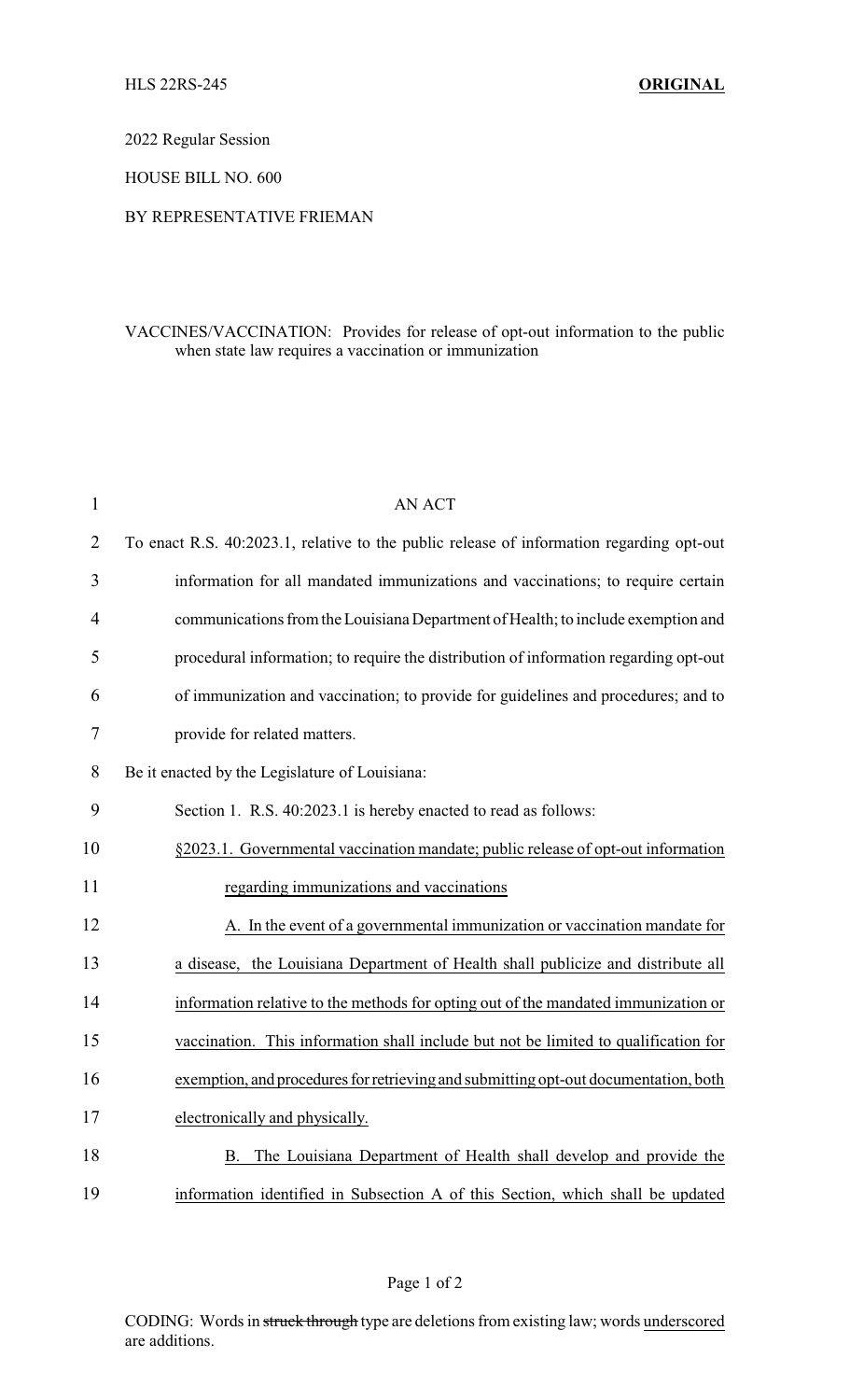HLS 22RS-245 **ORIGINAL**

2022 Regular Session

HOUSE BILL NO. 600

BY REPRESENTATIVE FRIEMAN

VACCINES/VACCINATION: Provides for release of opt-out information to the public when state law requires a vaccination or immunization

AN ACT

To enact R.S. 40:2023.1, relative to the public release of information regarding opt-out information for all mandated immunizations and vaccinations; to require certain communications from the Louisiana Department of Health; to include exemption and procedural information; to require the distribution of information regarding opt-out of immunization and vaccination; to provide for guidelines and procedures; and to provide for related matters.

Be it enacted by the Legislature of Louisiana:

Section 1. R.S. 40:2023.1 is hereby enacted to read as follows:

§2023.1. Governmental vaccination mandate; public release of opt-out information regarding immunizations and vaccinations

A. In the event of a governmental immunization or vaccination mandate for a disease, the Louisiana Department of Health shall publicize and distribute all information relative to the methods for opting out of the mandated immunization or vaccination. This information shall include but not be limited to qualification for exemption, and procedures for retrieving and submitting opt-out documentation, both electronically and physically.

B. The Louisiana Department of Health shall develop and provide the information identified in Subsection A of this Section, which shall be updated

CODING: Words in ~~struck through~~ type are deletions from existing law; words underscored are additions.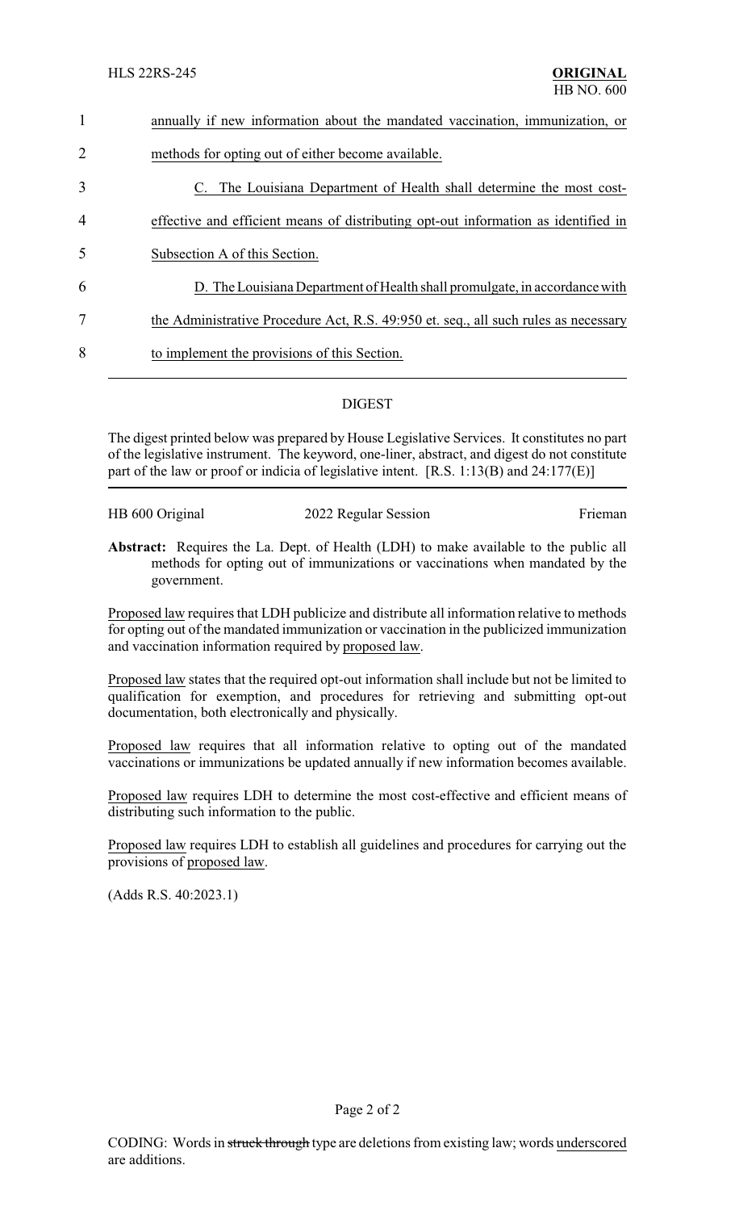annually if new information about the mandated vaccination, immunization, or methods for opting out of either become available.

C. The Louisiana Department of Health shall determine the most cost-effective and efficient means of distributing opt-out information as identified in Subsection A of this Section.

D. The Louisiana Department of Health shall promulgate, in accordance with the Administrative Procedure Act, R.S. 49:950 et. seq., all such rules as necessary to implement the provisions of this Section.

## DIGEST

The digest printed below was prepared by House Legislative Services. It constitutes no part of the legislative instrument. The keyword, one-liner, abstract, and digest do not constitute part of the law or proof or indicia of legislative intent. [R.S. 1:13(B) and 24:177(E)]

HB 600 Original — 2022 Regular Session — Frieman

**Abstract:** Requires the La. Dept. of Health (LDH) to make available to the public all methods for opting out of immunizations or vaccinations when mandated by the government.

Proposed law requires that LDH publicize and distribute all information relative to methods for opting out of the mandated immunization or vaccination in the publicized immunization and vaccination information required by proposed law.

Proposed law states that the required opt-out information shall include but not be limited to qualification for exemption, and procedures for retrieving and submitting opt-out documentation, both electronically and physically.

Proposed law requires that all information relative to opting out of the mandated vaccinations or immunizations be updated annually if new information becomes available.

Proposed law requires LDH to determine the most cost-effective and efficient means of distributing such information to the public.

Proposed law requires LDH to establish all guidelines and procedures for carrying out the provisions of proposed law.

(Adds R.S. 40:2023.1)